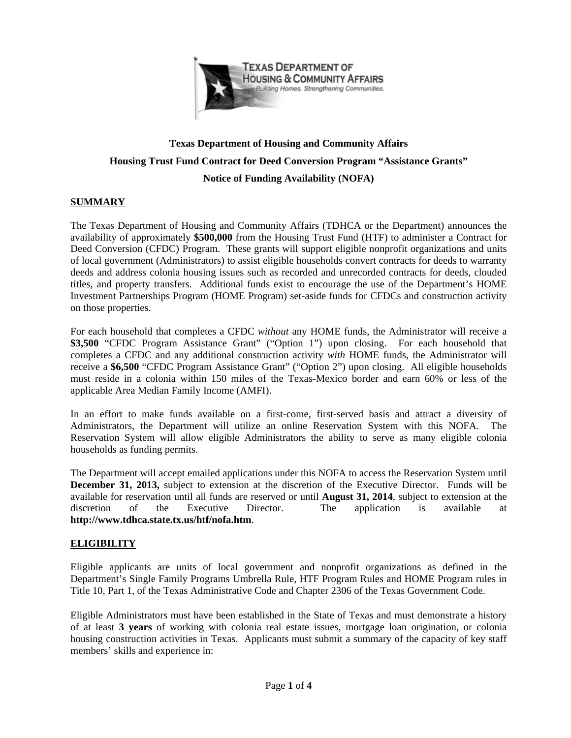# Texas Department of Housing and Community Affairs

## Housing Trust Fund Contract for Deed Conversion Program "Assistance Grants"

## Notice of Funding Availability (NOFA)

### SUMMARY

The Texas Department of Housing and Community Affairs (TDHCA or the Department) announces the availability of approximately **$500,000** from the Housing Trust Fund (HTF) to administer a Contract for Deed Conversion (CFDC) Program. These grants will support eligible nonprofit organizations and units of local government (Administrators) to assist eligible households convert contracts for deeds to warranty deeds and address colonia housing issues such as recorded and unrecorded contracts for deeds, clouded titles, and property transfers. Additional funds exist to encourage the use of the Department's HOME Investment Partnerships Program (HOME Program) set-aside funds for CFDCs and construction activity on those properties.

For each household that completes a CFDC *without* any HOME funds, the Administrator will receive a **$3,500** "CFDC Program Assistance Grant" ("Option 1") upon closing. For each household that completes a CFDC and any additional construction activity *with* HOME funds, the Administrator will receive a **$6,500** "CFDC Program Assistance Grant" ("Option 2") upon closing. All eligible households must reside in a colonia within 150 miles of the Texas-Mexico border and earn 60% or less of the applicable Area Median Family Income (AMFI).

In an effort to make funds available on a first-come, first-served basis and attract a diversity of Administrators, the Department will utilize an online Reservation System with this NOFA. The Reservation System will allow eligible Administrators the ability to serve as many eligible colonia households as funding permits.

The Department will accept emailed applications under this NOFA to access the Reservation System until **December 31, 2013,** subject to extension at the discretion of the Executive Director. Funds will be available for reservation until all funds are reserved or until **August 31, 2014**, subject to extension at the discretion of the Executive Director. The application is available at **http://www.tdhca.state.tx.us/htf/nofa.htm**.

### ELIGIBILITY

Eligible applicants are units of local government and nonprofit organizations as defined in the Department's Single Family Programs Umbrella Rule, HTF Program Rules and HOME Program rules in Title 10, Part 1, of the Texas Administrative Code and Chapter 2306 of the Texas Government Code.

Eligible Administrators must have been established in the State of Texas and must demonstrate a history of at least **3 years** of working with colonia real estate issues, mortgage loan origination, or colonia housing construction activities in Texas. Applicants must submit a summary of the capacity of key staff members' skills and experience in: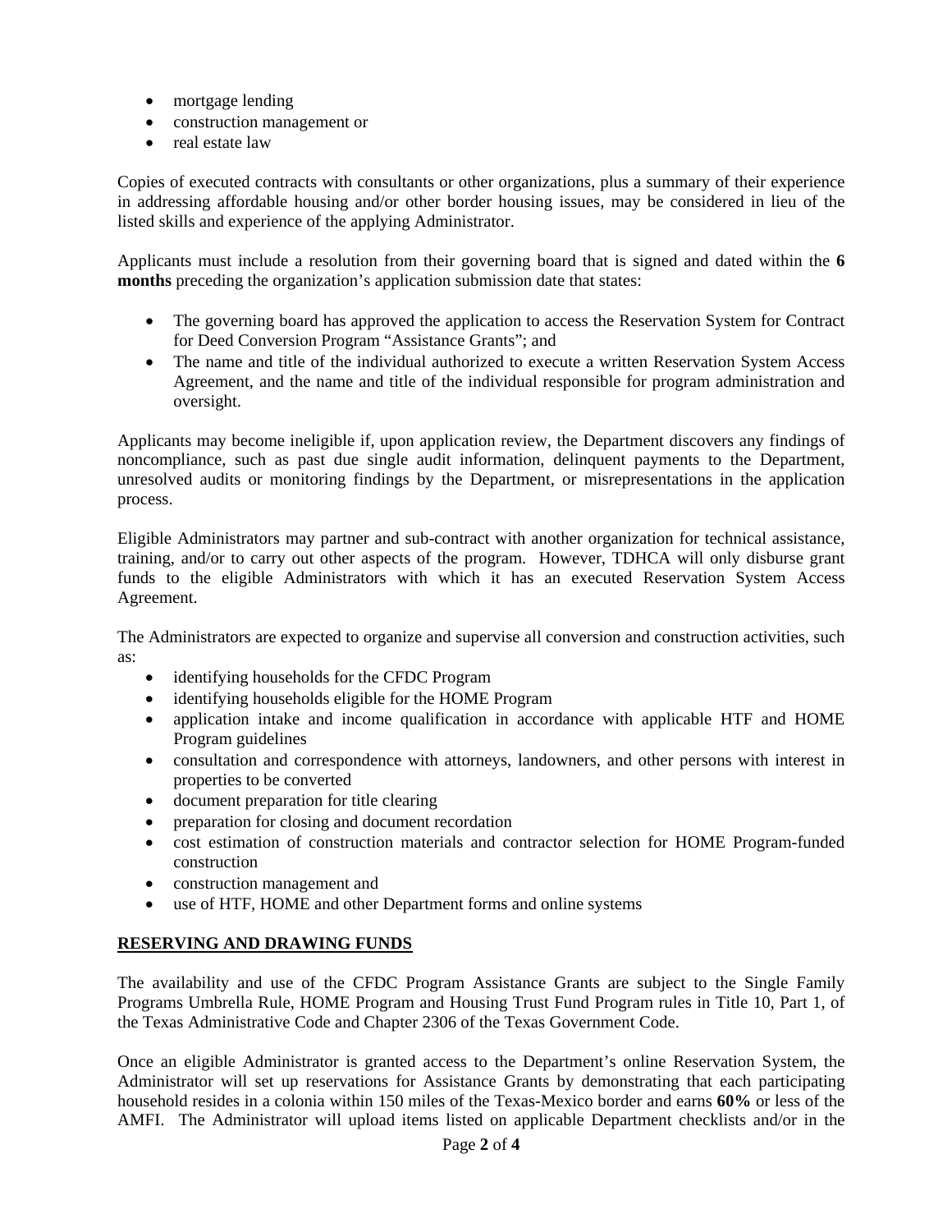- mortgage lending
- construction management or
- real estate law

Copies of executed contracts with consultants or other organizations, plus a summary of their experience in addressing affordable housing and/or other border housing issues, may be considered in lieu of the listed skills and experience of the applying Administrator.

Applicants must include a resolution from their governing board that is signed and dated within the **6 months** preceding the organization's application submission date that states:

- The governing board has approved the application to access the Reservation System for Contract for Deed Conversion Program "Assistance Grants"; and
- The name and title of the individual authorized to execute a written Reservation System Access Agreement, and the name and title of the individual responsible for program administration and oversight.

Applicants may become ineligible if, upon application review, the Department discovers any findings of noncompliance, such as past due single audit information, delinquent payments to the Department, unresolved audits or monitoring findings by the Department, or misrepresentations in the application process.

Eligible Administrators may partner and sub-contract with another organization for technical assistance, training, and/or to carry out other aspects of the program. However, TDHCA will only disburse grant funds to the eligible Administrators with which it has an executed Reservation System Access Agreement.

The Administrators are expected to organize and supervise all conversion and construction activities, such as:

- identifying households for the CFDC Program
- identifying households eligible for the HOME Program
- application intake and income qualification in accordance with applicable HTF and HOME Program guidelines
- consultation and correspondence with attorneys, landowners, and other persons with interest in properties to be converted
- document preparation for title clearing
- preparation for closing and document recordation
- cost estimation of construction materials and contractor selection for HOME Program-funded construction
- construction management and
- use of HTF, HOME and other Department forms and online systems

## RESERVING AND DRAWING FUNDS

The availability and use of the CFDC Program Assistance Grants are subject to the Single Family Programs Umbrella Rule, HOME Program and Housing Trust Fund Program rules in Title 10, Part 1, of the Texas Administrative Code and Chapter 2306 of the Texas Government Code.

Once an eligible Administrator is granted access to the Department's online Reservation System, the Administrator will set up reservations for Assistance Grants by demonstrating that each participating household resides in a colonia within 150 miles of the Texas-Mexico border and earns **60%** or less of the AMFI. The Administrator will upload items listed on applicable Department checklists and/or in the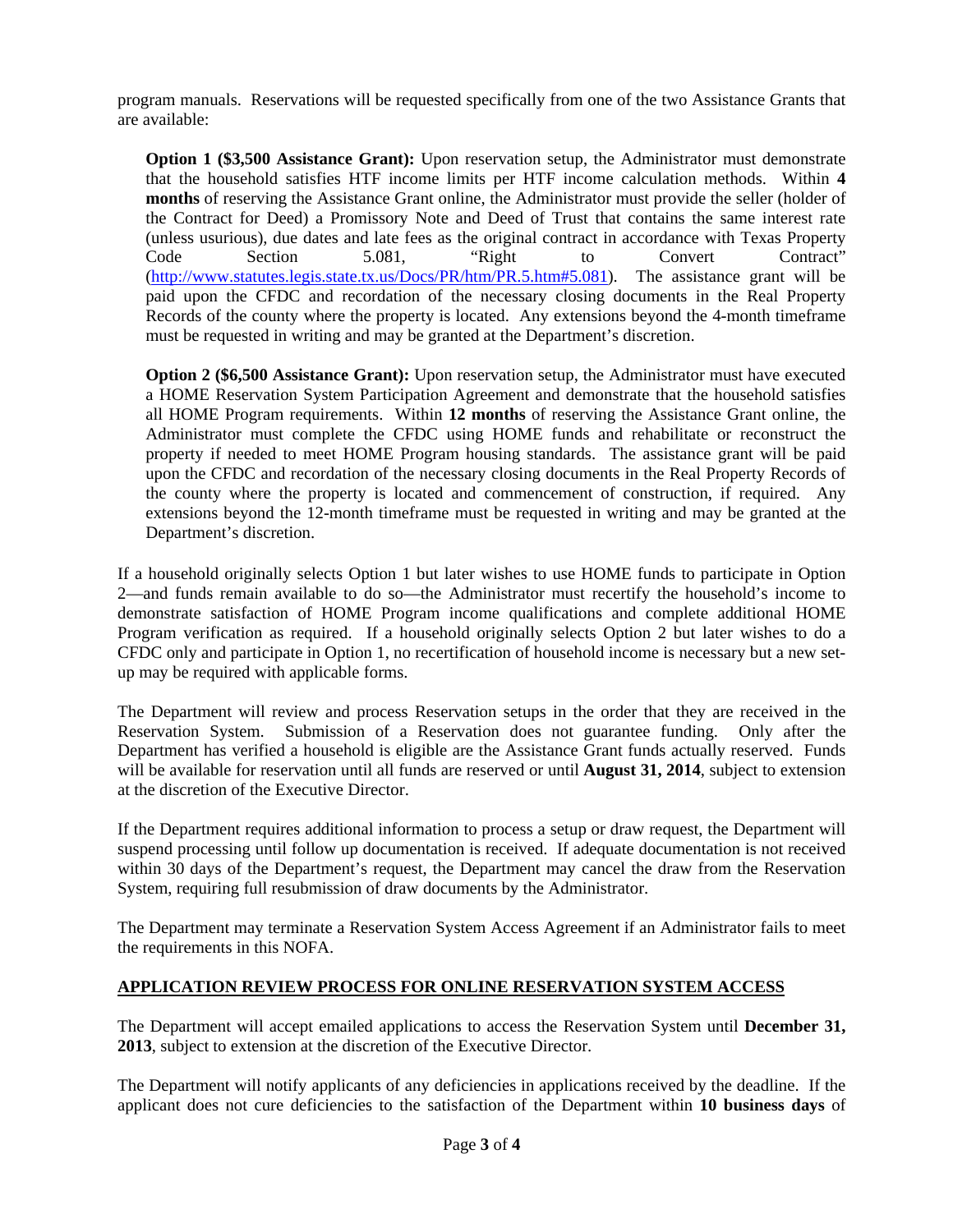program manuals. Reservations will be requested specifically from one of the two Assistance Grants that are available:

> **Option 1 ($3,500 Assistance Grant):** Upon reservation setup, the Administrator must demonstrate that the household satisfies HTF income limits per HTF income calculation methods. Within **4 months** of reserving the Assistance Grant online, the Administrator must provide the seller (holder of the Contract for Deed) a Promissory Note and Deed of Trust that contains the same interest rate (unless usurious), due dates and late fees as the original contract in accordance with Texas Property Code Section 5.081, "Right to Convert Contract" (http://www.statutes.legis.state.tx.us/Docs/PR/htm/PR.5.htm#5.081). The assistance grant will be paid upon the CFDC and recordation of the necessary closing documents in the Real Property Records of the county where the property is located. Any extensions beyond the 4-month timeframe must be requested in writing and may be granted at the Department's discretion.
>
> **Option 2 ($6,500 Assistance Grant):** Upon reservation setup, the Administrator must have executed a HOME Reservation System Participation Agreement and demonstrate that the household satisfies all HOME Program requirements. Within **12 months** of reserving the Assistance Grant online, the Administrator must complete the CFDC using HOME funds and rehabilitate or reconstruct the property if needed to meet HOME Program housing standards. The assistance grant will be paid upon the CFDC and recordation of the necessary closing documents in the Real Property Records of the county where the property is located and commencement of construction, if required. Any extensions beyond the 12-month timeframe must be requested in writing and may be granted at the Department's discretion.

If a household originally selects Option 1 but later wishes to use HOME funds to participate in Option 2—and funds remain available to do so—the Administrator must recertify the household's income to demonstrate satisfaction of HOME Program income qualifications and complete additional HOME Program verification as required. If a household originally selects Option 2 but later wishes to do a CFDC only and participate in Option 1, no recertification of household income is necessary but a new set-up may be required with applicable forms.

The Department will review and process Reservation setups in the order that they are received in the Reservation System. Submission of a Reservation does not guarantee funding. Only after the Department has verified a household is eligible are the Assistance Grant funds actually reserved. Funds will be available for reservation until all funds are reserved or until **August 31, 2014**, subject to extension at the discretion of the Executive Director.

If the Department requires additional information to process a setup or draw request, the Department will suspend processing until follow up documentation is received. If adequate documentation is not received within 30 days of the Department's request, the Department may cancel the draw from the Reservation System, requiring full resubmission of draw documents by the Administrator.

The Department may terminate a Reservation System Access Agreement if an Administrator fails to meet the requirements in this NOFA.

## APPLICATION REVIEW PROCESS FOR ONLINE RESERVATION SYSTEM ACCESS

The Department will accept emailed applications to access the Reservation System until **December 31, 2013**, subject to extension at the discretion of the Executive Director.

The Department will notify applicants of any deficiencies in applications received by the deadline. If the applicant does not cure deficiencies to the satisfaction of the Department within **10 business days** of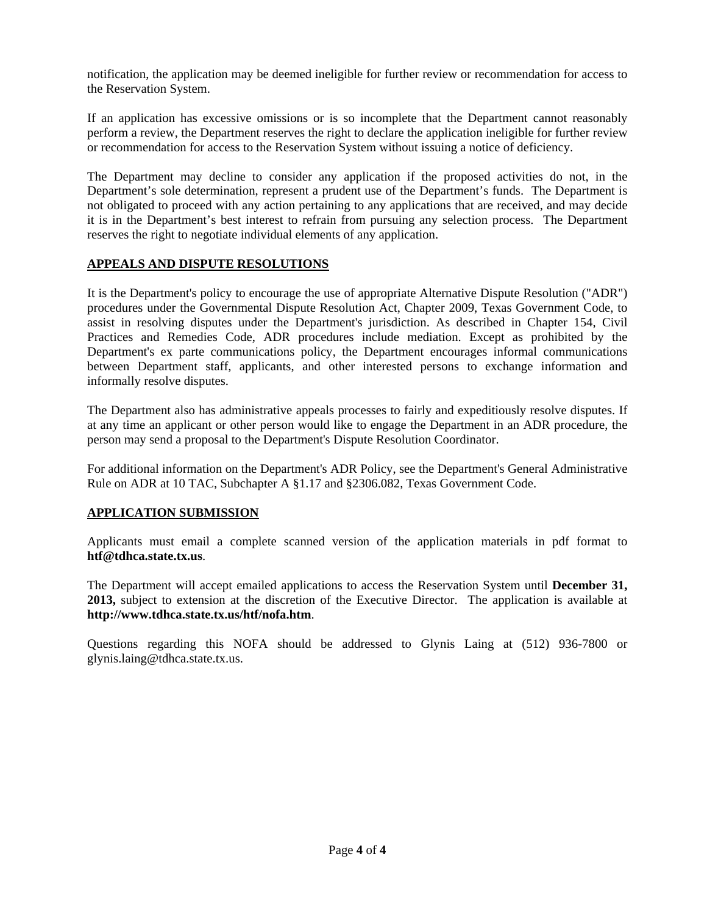notification, the application may be deemed ineligible for further review or recommendation for access to the Reservation System.

If an application has excessive omissions or is so incomplete that the Department cannot reasonably perform a review, the Department reserves the right to declare the application ineligible for further review or recommendation for access to the Reservation System without issuing a notice of deficiency.

The Department may decline to consider any application if the proposed activities do not, in the Department's sole determination, represent a prudent use of the Department's funds. The Department is not obligated to proceed with any action pertaining to any applications that are received, and may decide it is in the Department's best interest to refrain from pursuing any selection process. The Department reserves the right to negotiate individual elements of any application.

## APPEALS AND DISPUTE RESOLUTIONS

It is the Department's policy to encourage the use of appropriate Alternative Dispute Resolution ("ADR") procedures under the Governmental Dispute Resolution Act, Chapter 2009, Texas Government Code, to assist in resolving disputes under the Department's jurisdiction. As described in Chapter 154, Civil Practices and Remedies Code, ADR procedures include mediation. Except as prohibited by the Department's ex parte communications policy, the Department encourages informal communications between Department staff, applicants, and other interested persons to exchange information and informally resolve disputes.

The Department also has administrative appeals processes to fairly and expeditiously resolve disputes. If at any time an applicant or other person would like to engage the Department in an ADR procedure, the person may send a proposal to the Department's Dispute Resolution Coordinator.

For additional information on the Department's ADR Policy, see the Department's General Administrative Rule on ADR at 10 TAC, Subchapter A §1.17 and §2306.082, Texas Government Code.

## APPLICATION SUBMISSION

Applicants must email a complete scanned version of the application materials in pdf format to **htf@tdhca.state.tx.us**.

The Department will accept emailed applications to access the Reservation System until **December 31, 2013,** subject to extension at the discretion of the Executive Director. The application is available at **http://www.tdhca.state.tx.us/htf/nofa.htm**.

Questions regarding this NOFA should be addressed to Glynis Laing at (512) 936-7800 or glynis.laing@tdhca.state.tx.us.